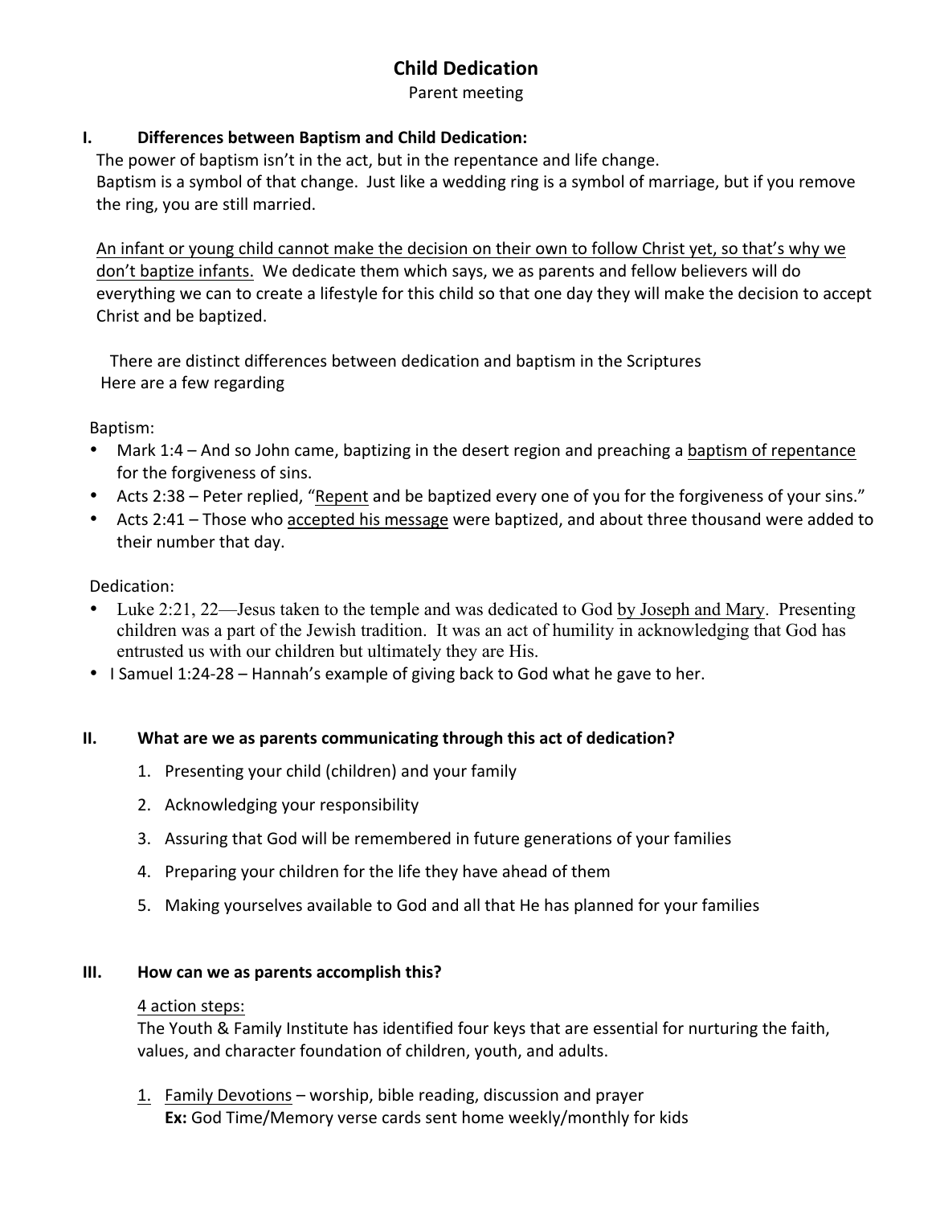# Child Dedication

Parent meeting

## I. Differences between Baptism and Child Dedication:

The power of baptism isn't in the act, but in the repentance and life change.
Baptism is a symbol of that change. Just like a wedding ring is a symbol of marriage, but if you remove the ring, you are still married.

<u>An infant or young child cannot make the decision on their own to follow Christ yet, so that's why we don't baptize infants.</u> We dedicate them which says, we as parents and fellow believers will do everything we can to create a lifestyle for this child so that one day they will make the decision to accept Christ and be baptized.

There are distinct differences between dedication and baptism in the Scriptures
Here are a few regarding

Baptism:

- Mark 1:4 – And so John came, baptizing in the desert region and preaching a <u>baptism of repentance</u> for the forgiveness of sins.
- Acts 2:38 – Peter replied, "<u>Repent</u> and be baptized every one of you for the forgiveness of your sins."
- Acts 2:41 – Those who <u>accepted his message</u> were baptized, and about three thousand were added to their number that day.

Dedication:

- Luke 2:21, 22—Jesus taken to the temple and was dedicated to God <u>by Joseph and Mary</u>. Presenting children was a part of the Jewish tradition. It was an act of humility in acknowledging that God has entrusted us with our children but ultimately they are His.
- I Samuel 1:24-28 – Hannah's example of giving back to God what he gave to her.

## II. What are we as parents communicating through this act of dedication?

1. Presenting your child (children) and your family
2. Acknowledging your responsibility
3. Assuring that God will be remembered in future generations of your families
4. Preparing your children for the life they have ahead of them
5. Making yourselves available to God and all that He has planned for your families

## III. How can we as parents accomplish this?

<u>4 action steps:</u>
The Youth & Family Institute has identified four keys that are essential for nurturing the faith, values, and character foundation of children, youth, and adults.

1. <u>Family Devotions</u> – worship, bible reading, discussion and prayer
   **Ex:** God Time/Memory verse cards sent home weekly/monthly for kids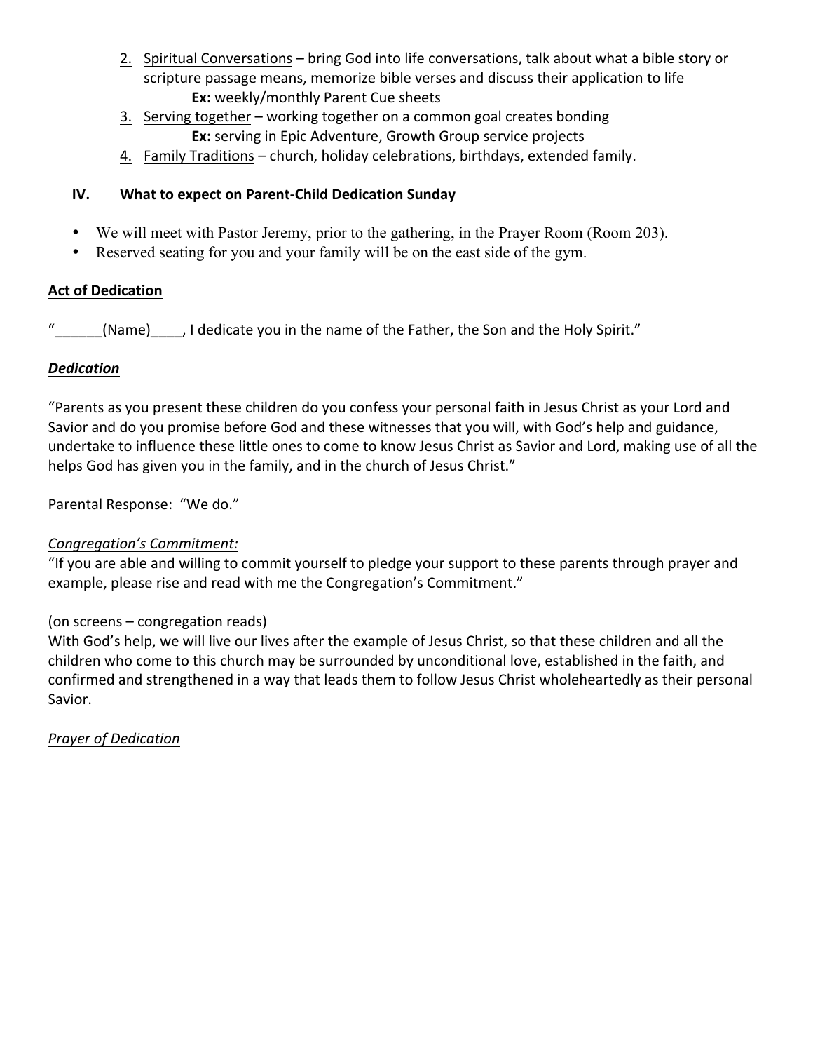2. <u>Spiritual Conversations</u> – bring God into life conversations, talk about what a bible story or scripture passage means, memorize bible verses and discuss their application to life
   **Ex:** weekly/monthly Parent Cue sheets
3. <u>Serving together</u> – working together on a common goal creates bonding
   **Ex:** serving in Epic Adventure, Growth Group service projects
4. <u>Family Traditions</u> – church, holiday celebrations, birthdays, extended family.

## IV. What to expect on Parent-Child Dedication Sunday

- We will meet with Pastor Jeremy, prior to the gathering, in the Prayer Room (Room 203).
- Reserved seating for you and your family will be on the east side of the gym.

<u>**Act of Dedication**</u>

"______(Name)____, I dedicate you in the name of the Father, the Son and the Holy Spirit."

<u>***Dedication***</u>

"Parents as you present these children do you confess your personal faith in Jesus Christ as your Lord and Savior and do you promise before God and these witnesses that you will, with God's help and guidance, undertake to influence these little ones to come to know Jesus Christ as Savior and Lord, making use of all the helps God has given you in the family, and in the church of Jesus Christ."

Parental Response: "We do."

<u>*Congregation's Commitment:*</u>
"If you are able and willing to commit yourself to pledge your support to these parents through prayer and example, please rise and read with me the Congregation's Commitment."

(on screens – congregation reads)
With God's help, we will live our lives after the example of Jesus Christ, so that these children and all the children who come to this church may be surrounded by unconditional love, established in the faith, and confirmed and strengthened in a way that leads them to follow Jesus Christ wholeheartedly as their personal Savior.

<u>*Prayer of Dedication*</u>